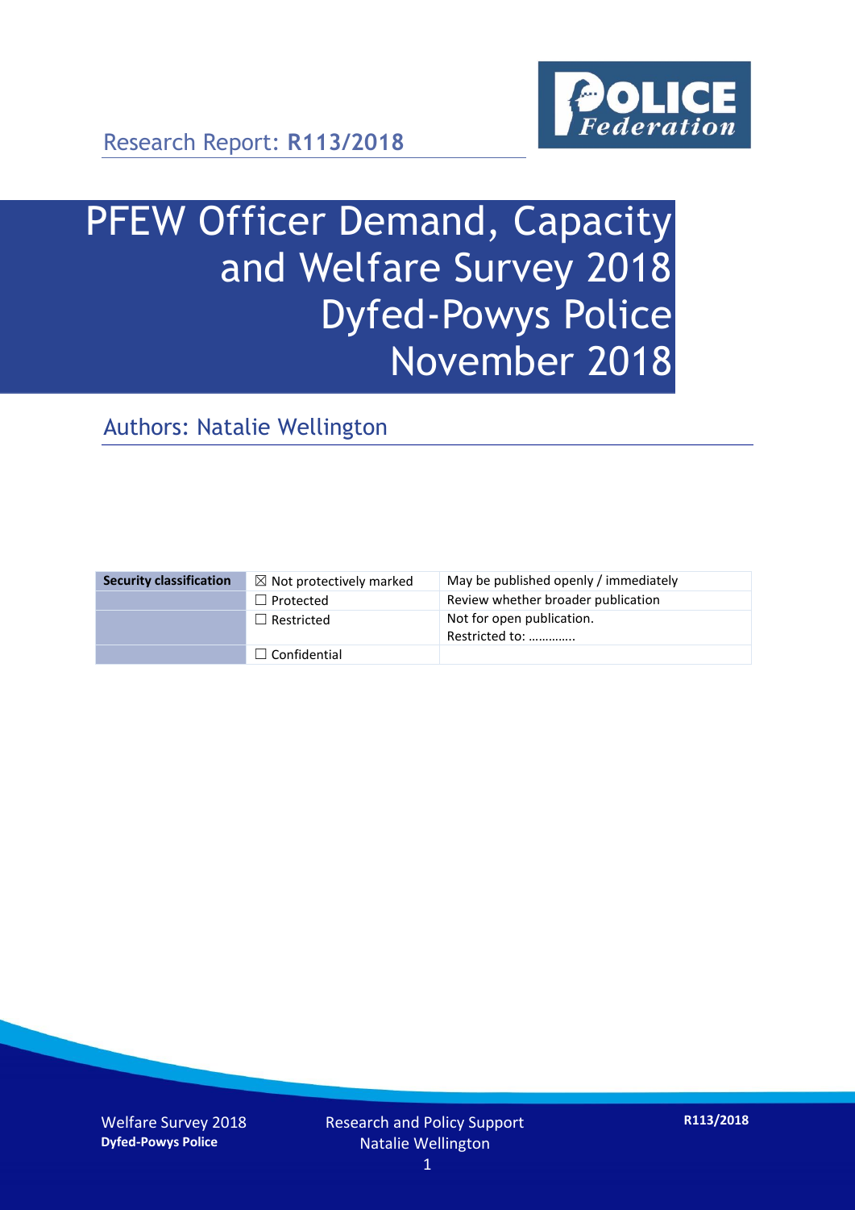Research Report: **R113/2018**

# PFEW Officer Demand, Capacity and Welfare Survey 2018 Dyfed-Powys Police November 2018

## Authors: Natalie Wellington

| | | |
|---|---|---|
| **Security classification** | ☒ Not protectively marked | May be published openly / immediately |
| | ☐ Protected | Review whether broader publication |
| | ☐ Restricted | Not for open publication. Restricted to: ………….. |
| | ☐ Confidential | |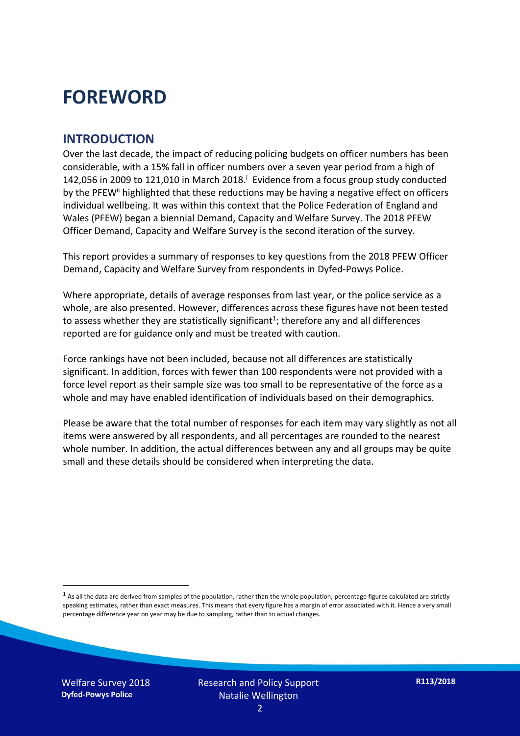# FOREWORD

## INTRODUCTION

Over the last decade, the impact of reducing policing budgets on officer numbers has been considerable, with a 15% fall in officer numbers over a seven year period from a high of 142,056 in 2009 to 121,010 in March 2018.[i] Evidence from a focus group study conducted by the PFEW[ii] highlighted that these reductions may be having a negative effect on officers individual wellbeing. It was within this context that the Police Federation of England and Wales (PFEW) began a biennial Demand, Capacity and Welfare Survey. The 2018 PFEW Officer Demand, Capacity and Welfare Survey is the second iteration of the survey.

This report provides a summary of responses to key questions from the 2018 PFEW Officer Demand, Capacity and Welfare Survey from respondents in Dyfed-Powys Police.

Where appropriate, details of average responses from last year, or the police service as a whole, are also presented. However, differences across these figures have not been tested to assess whether they are statistically significant[1]; therefore any and all differences reported are for guidance only and must be treated with caution.

Force rankings have not been included, because not all differences are statistically significant. In addition, forces with fewer than 100 respondents were not provided with a force level report as their sample size was too small to be representative of the force as a whole and may have enabled identification of individuals based on their demographics.

Please be aware that the total number of responses for each item may vary slightly as not all items were answered by all respondents, and all percentages are rounded to the nearest whole number. In addition, the actual differences between any and all groups may be quite small and these details should be considered when interpreting the data.

[1] As all the data are derived from samples of the population, rather than the whole population, percentage figures calculated are strictly speaking estimates, rather than exact measures. This means that every figure has a margin of error associated with it. Hence a very small percentage difference year on year may be due to sampling, rather than to actual changes.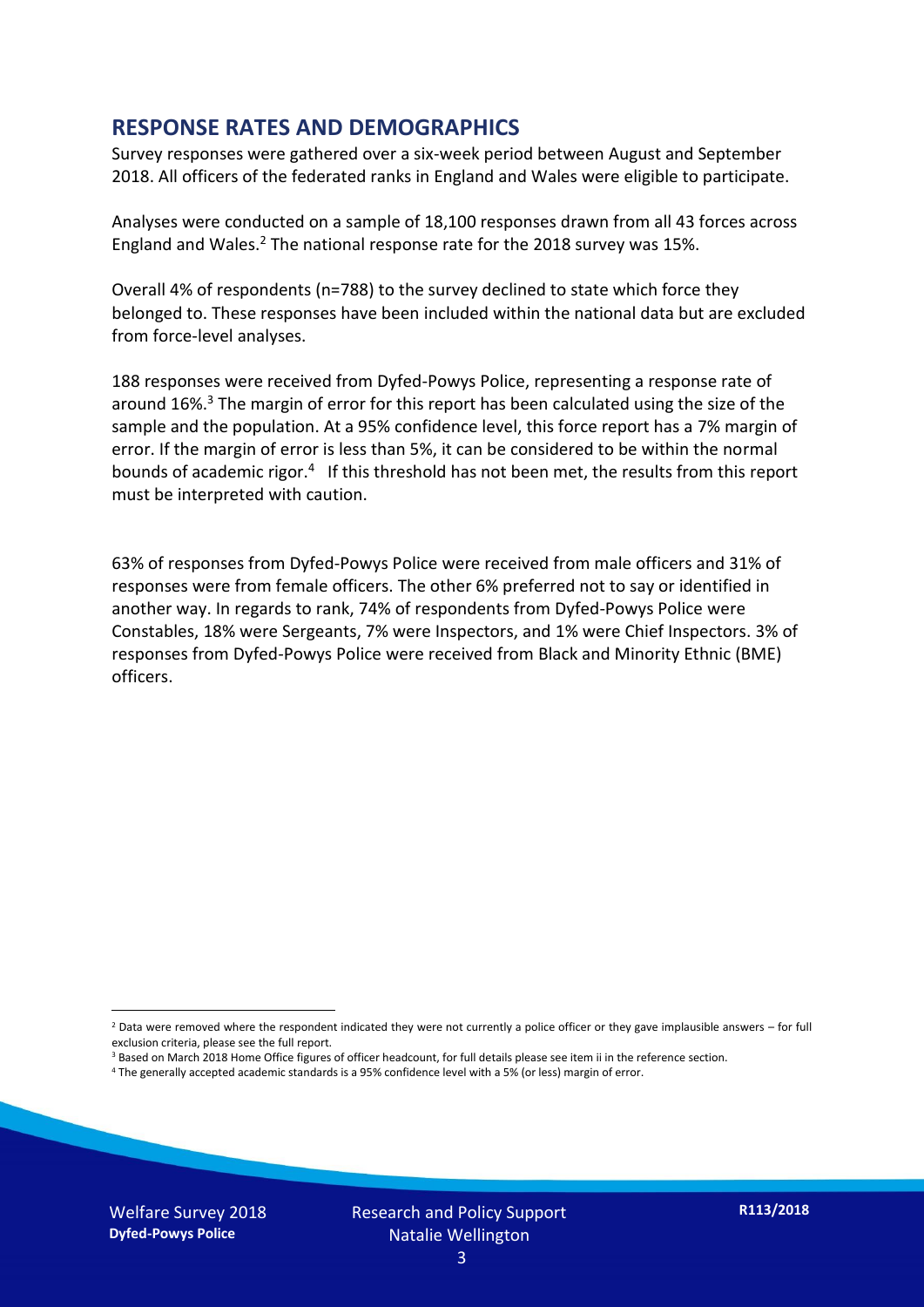## RESPONSE RATES AND DEMOGRAPHICS

Survey responses were gathered over a six-week period between August and September 2018. All officers of the federated ranks in England and Wales were eligible to participate.

Analyses were conducted on a sample of 18,100 responses drawn from all 43 forces across England and Wales.[2] The national response rate for the 2018 survey was 15%.

Overall 4% of respondents (n=788) to the survey declined to state which force they belonged to. These responses have been included within the national data but are excluded from force-level analyses.

188 responses were received from Dyfed-Powys Police, representing a response rate of around 16%.[3] The margin of error for this report has been calculated using the size of the sample and the population. At a 95% confidence level, this force report has a 7% margin of error. If the margin of error is less than 5%, it can be considered to be within the normal bounds of academic rigor.[4] If this threshold has not been met, the results from this report must be interpreted with caution.

63% of responses from Dyfed-Powys Police were received from male officers and 31% of responses were from female officers. The other 6% preferred not to say or identified in another way. In regards to rank, 74% of respondents from Dyfed-Powys Police were Constables, 18% were Sergeants, 7% were Inspectors, and 1% were Chief Inspectors. 3% of responses from Dyfed-Powys Police were received from Black and Minority Ethnic (BME) officers.

[2] Data were removed where the respondent indicated they were not currently a police officer or they gave implausible answers – for full exclusion criteria, please see the full report.

[3] Based on March 2018 Home Office figures of officer headcount, for full details please see item ii in the reference section.

[4] The generally accepted academic standards is a 95% confidence level with a 5% (or less) margin of error.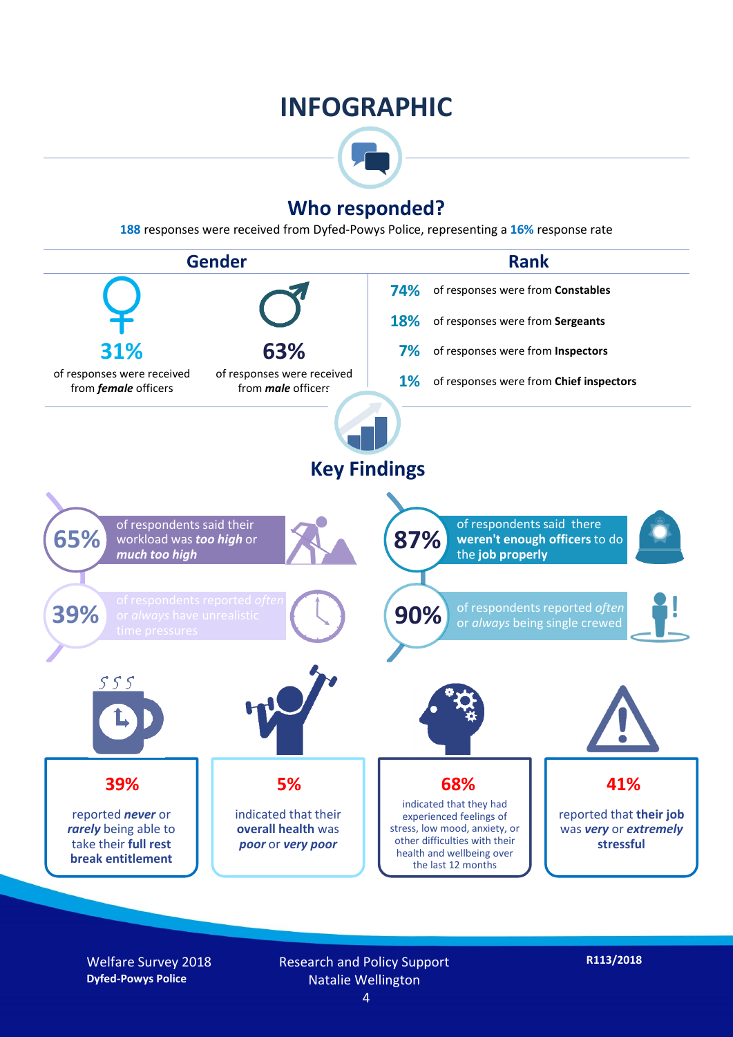# INFOGRAPHIC

## Who responded?

**188** responses were received from Dyfed-Powys Police, representing a **16%** response rate

### Gender

**31%** of responses were received from ***female*** officers

**63%** of responses were received from ***male*** officers

### Rank

**74%** of responses were from **Constables**

**18%** of responses were from **Sergeants**

**7%** of responses were from **Inspectors**

**1%** of responses were from **Chief inspectors**

## Key Findings

**65%** of respondents said their workload was ***too high*** or ***much too high***

**39%** of respondents reported *often* or *always* have unrealistic time pressures

**87%** of respondents said there **weren't enough officers** to do the **job properly**

**90%** of respondents reported *often* or *always* being single crewed

**39%** reported ***never*** or ***rarely*** being able to take their **full rest break entitlement**

**5%** indicated that their **overall health** was ***poor*** or ***very poor***

**68%** indicated that they had experienced feelings of stress, low mood, anxiety, or other difficulties with their health and wellbeing over the last 12 months

**41%** reported that **their job** was ***very*** or ***extremely*** **stressful**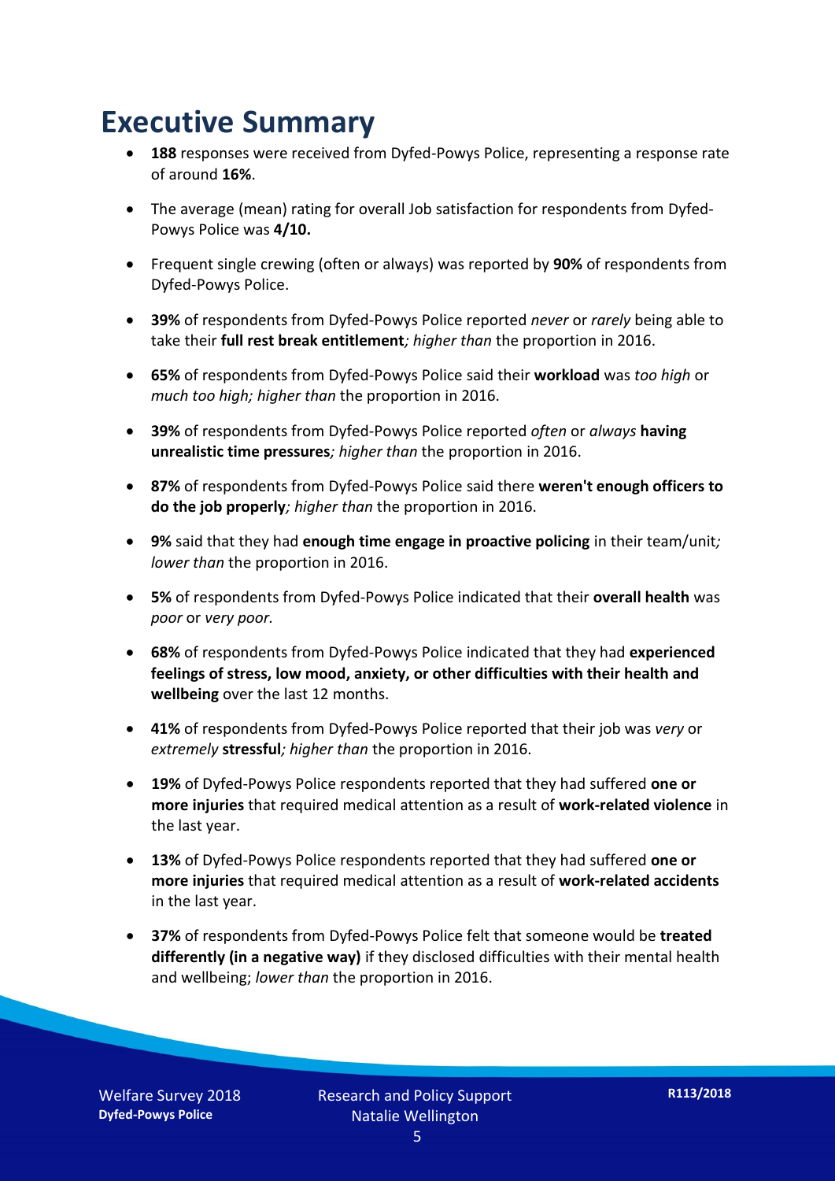# Executive Summary

- **188** responses were received from Dyfed-Powys Police, representing a response rate of around **16%**.
- The average (mean) rating for overall Job satisfaction for respondents from Dyfed-Powys Police was **4/10.**
- Frequent single crewing (often or always) was reported by **90%** of respondents from Dyfed-Powys Police.
- **39%** of respondents from Dyfed-Powys Police reported *never* or *rarely* being able to take their **full rest break entitlement***; higher than* the proportion in 2016.
- **65%** of respondents from Dyfed-Powys Police said their **workload** was *too high* or *much too high; higher than* the proportion in 2016.
- **39%** of respondents from Dyfed-Powys Police reported *often* or *always* **having unrealistic time pressures***; higher than* the proportion in 2016.
- **87%** of respondents from Dyfed-Powys Police said there **weren't enough officers to do the job properly***; higher than* the proportion in 2016.
- **9%** said that they had **enough time engage in proactive policing** in their team/unit*; lower than* the proportion in 2016.
- **5%** of respondents from Dyfed-Powys Police indicated that their **overall health** was *poor* or *very poor.*
- **68%** of respondents from Dyfed-Powys Police indicated that they had **experienced feelings of stress, low mood, anxiety, or other difficulties with their health and wellbeing** over the last 12 months.
- **41%** of respondents from Dyfed-Powys Police reported that their job was *very* or *extremely* **stressful***; higher than* the proportion in 2016.
- **19%** of Dyfed-Powys Police respondents reported that they had suffered **one or more injuries** that required medical attention as a result of **work-related violence** in the last year.
- **13%** of Dyfed-Powys Police respondents reported that they had suffered **one or more injuries** that required medical attention as a result of **work-related accidents** in the last year.
- **37%** of respondents from Dyfed-Powys Police felt that someone would be **treated differently (in a negative way)** if they disclosed difficulties with their mental health and wellbeing; *lower than* the proportion in 2016.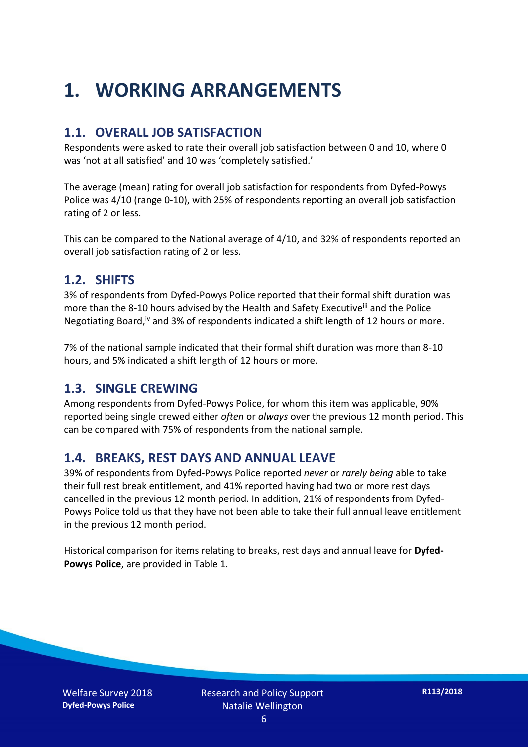# 1. WORKING ARRANGEMENTS

## 1.1. OVERALL JOB SATISFACTION

Respondents were asked to rate their overall job satisfaction between 0 and 10, where 0 was 'not at all satisfied' and 10 was 'completely satisfied.'

The average (mean) rating for overall job satisfaction for respondents from Dyfed-Powys Police was 4/10 (range 0-10), with 25% of respondents reporting an overall job satisfaction rating of 2 or less.

This can be compared to the National average of 4/10, and 32% of respondents reported an overall job satisfaction rating of 2 or less.

## 1.2. SHIFTS

3% of respondents from Dyfed-Powys Police reported that their formal shift duration was more than the 8-10 hours advised by the Health and Safety Executive[iii] and the Police Negotiating Board,[iv] and 3% of respondents indicated a shift length of 12 hours or more.

7% of the national sample indicated that their formal shift duration was more than 8-10 hours, and 5% indicated a shift length of 12 hours or more.

## 1.3. SINGLE CREWING

Among respondents from Dyfed-Powys Police, for whom this item was applicable, 90% reported being single crewed either *often* or *always* over the previous 12 month period. This can be compared with 75% of respondents from the national sample.

## 1.4. BREAKS, REST DAYS AND ANNUAL LEAVE

39% of respondents from Dyfed-Powys Police reported *never* or *rarely being* able to take their full rest break entitlement, and 41% reported having had two or more rest days cancelled in the previous 12 month period. In addition, 21% of respondents from Dyfed-Powys Police told us that they have not been able to take their full annual leave entitlement in the previous 12 month period.

Historical comparison for items relating to breaks, rest days and annual leave for **Dyfed-Powys Police**, are provided in Table 1.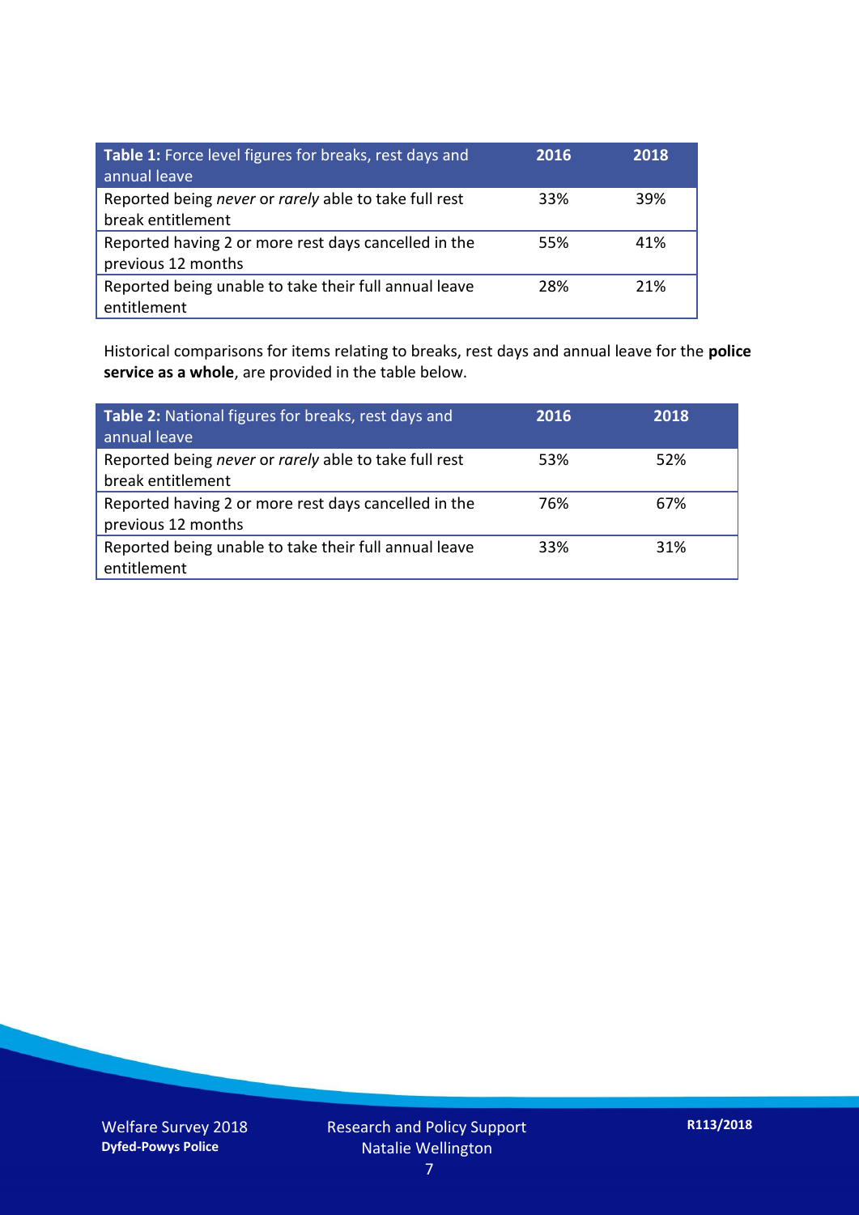| **Table 1:** Force level figures for breaks, rest days and annual leave | **2016** | **2018** |
|---|---|---|
| Reported being *never* or *rarely* able to take full rest break entitlement | 33% | 39% |
| Reported having 2 or more rest days cancelled in the previous 12 months | 55% | 41% |
| Reported being unable to take their full annual leave entitlement | 28% | 21% |

Historical comparisons for items relating to breaks, rest days and annual leave for the **police service as a whole**, are provided in the table below.

| **Table 2:** National figures for breaks, rest days and annual leave | **2016** | **2018** |
|---|---|---|
| Reported being *never* or *rarely* able to take full rest break entitlement | 53% | 52% |
| Reported having 2 or more rest days cancelled in the previous 12 months | 76% | 67% |
| Reported being unable to take their full annual leave entitlement | 33% | 31% |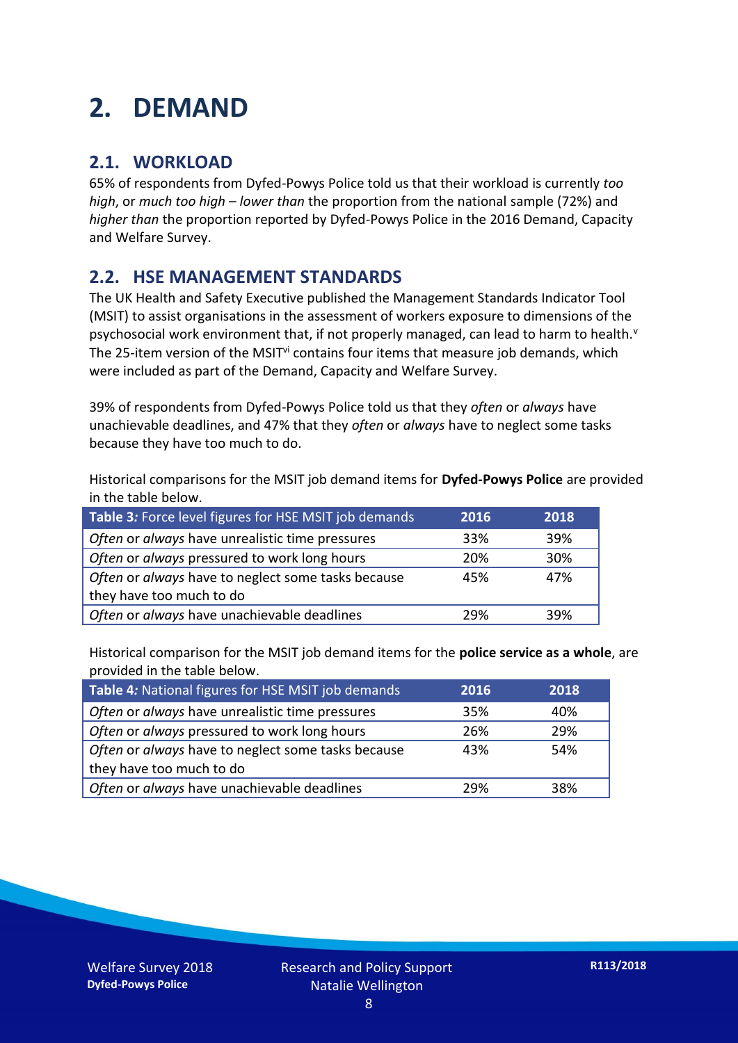# 2. DEMAND

## 2.1. WORKLOAD

65% of respondents from Dyfed-Powys Police told us that their workload is currently *too high*, or *much too high* – *lower than* the proportion from the national sample (72%) and *higher than* the proportion reported by Dyfed-Powys Police in the 2016 Demand, Capacity and Welfare Survey.

## 2.2. HSE MANAGEMENT STANDARDS

The UK Health and Safety Executive published the Management Standards Indicator Tool (MSIT) to assist organisations in the assessment of workers exposure to dimensions of the psychosocial work environment that, if not properly managed, can lead to harm to health.[v] The 25-item version of the MSIT[vi] contains four items that measure job demands, which were included as part of the Demand, Capacity and Welfare Survey.

39% of respondents from Dyfed-Powys Police told us that they *often* or *always* have unachievable deadlines, and 47% that they *often* or *always* have to neglect some tasks because they have too much to do.

Historical comparisons for the MSIT job demand items for **Dyfed-Powys Police** are provided in the table below.

| **Table 3:** Force level figures for HSE MSIT job demands | 2016 | 2018 |
|---|---|---|
| *Often* or *always* have unrealistic time pressures | 33% | 39% |
| *Often* or *always* pressured to work long hours | 20% | 30% |
| *Often* or *always* have to neglect some tasks because they have too much to do | 45% | 47% |
| *Often* or *always* have unachievable deadlines | 29% | 39% |

Historical comparison for the MSIT job demand items for the **police service as a whole**, are provided in the table below.

| **Table 4:** National figures for HSE MSIT job demands | 2016 | 2018 |
|---|---|---|
| *Often* or *always* have unrealistic time pressures | 35% | 40% |
| *Often* or *always* pressured to work long hours | 26% | 29% |
| *Often* or *always* have to neglect some tasks because they have too much to do | 43% | 54% |
| *Often* or *always* have unachievable deadlines | 29% | 38% |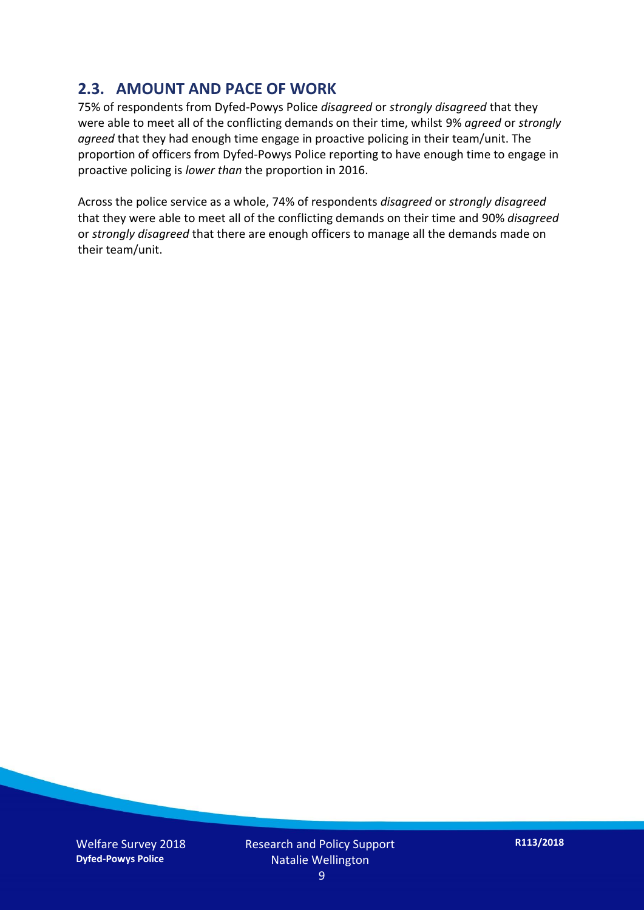## 2.3. AMOUNT AND PACE OF WORK

75% of respondents from Dyfed-Powys Police *disagreed* or *strongly disagreed* that they were able to meet all of the conflicting demands on their time, whilst 9% *agreed* or *strongly agreed* that they had enough time engage in proactive policing in their team/unit. The proportion of officers from Dyfed-Powys Police reporting to have enough time to engage in proactive policing is *lower than* the proportion in 2016.

Across the police service as a whole, 74% of respondents *disagreed* or *strongly disagreed* that they were able to meet all of the conflicting demands on their time and 90% *disagreed* or *strongly disagreed* that there are enough officers to manage all the demands made on their team/unit.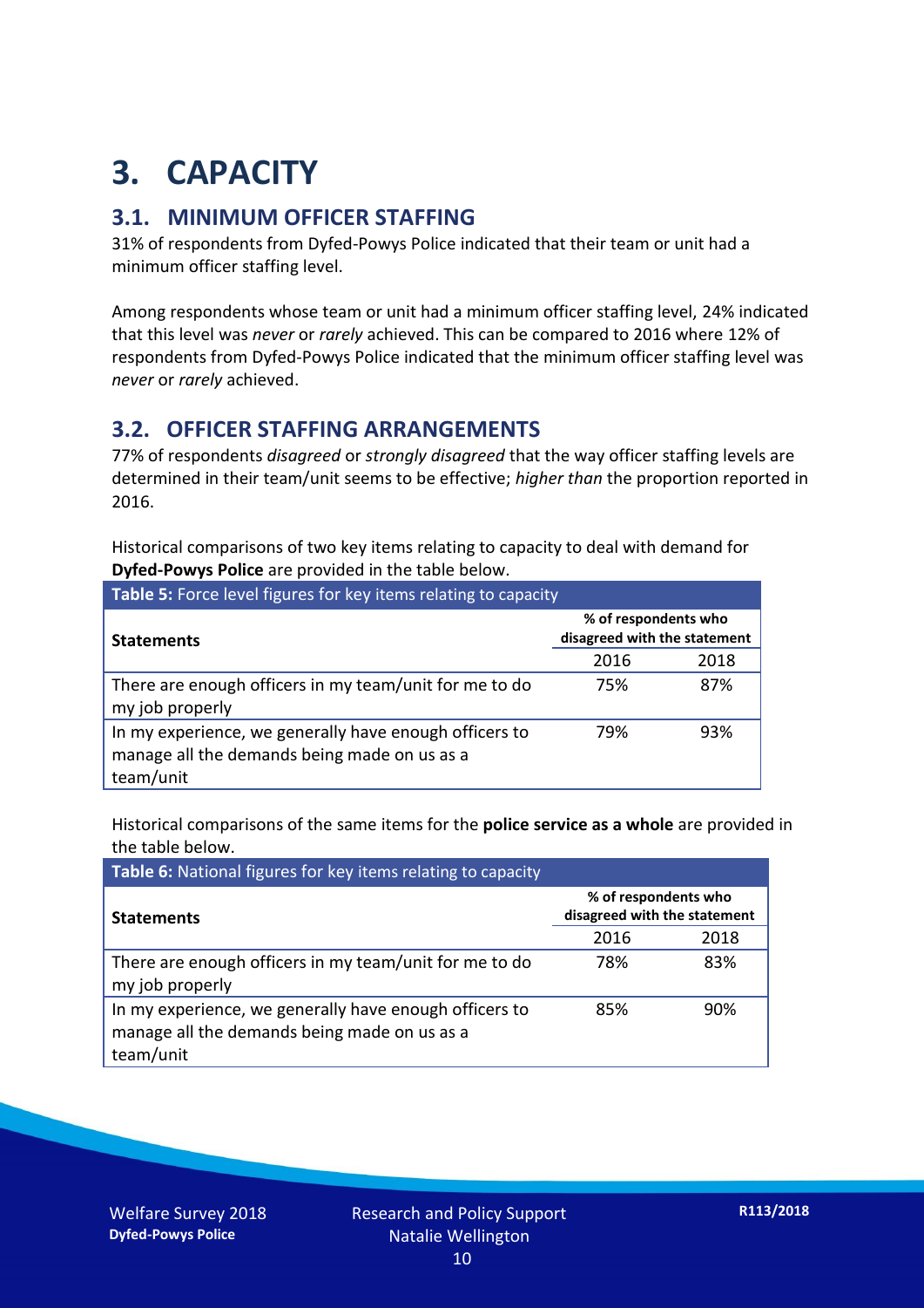# 3. CAPACITY

## 3.1. MINIMUM OFFICER STAFFING

31% of respondents from Dyfed-Powys Police indicated that their team or unit had a minimum officer staffing level.

Among respondents whose team or unit had a minimum officer staffing level, 24% indicated that this level was *never* or *rarely* achieved. This can be compared to 2016 where 12% of respondents from Dyfed-Powys Police indicated that the minimum officer staffing level was *never* or *rarely* achieved.

## 3.2. OFFICER STAFFING ARRANGEMENTS

77% of respondents *disagreed* or *strongly disagreed* that the way officer staffing levels are determined in their team/unit seems to be effective; *higher than* the proportion reported in 2016.

Historical comparisons of two key items relating to capacity to deal with demand for **Dyfed-Powys Police** are provided in the table below.

**Table 5:** Force level figures for key items relating to capacity

| Statements | % of respondents who disagreed with the statement | |
|---|---|---|
| | 2016 | 2018 |
| There are enough officers in my team/unit for me to do my job properly | 75% | 87% |
| In my experience, we generally have enough officers to manage all the demands being made on us as a team/unit | 79% | 93% |

Historical comparisons of the same items for the **police service as a whole** are provided in the table below.

**Table 6:** National figures for key items relating to capacity

| Statements | % of respondents who disagreed with the statement | |
|---|---|---|
| | 2016 | 2018 |
| There are enough officers in my team/unit for me to do my job properly | 78% | 83% |
| In my experience, we generally have enough officers to manage all the demands being made on us as a team/unit | 85% | 90% |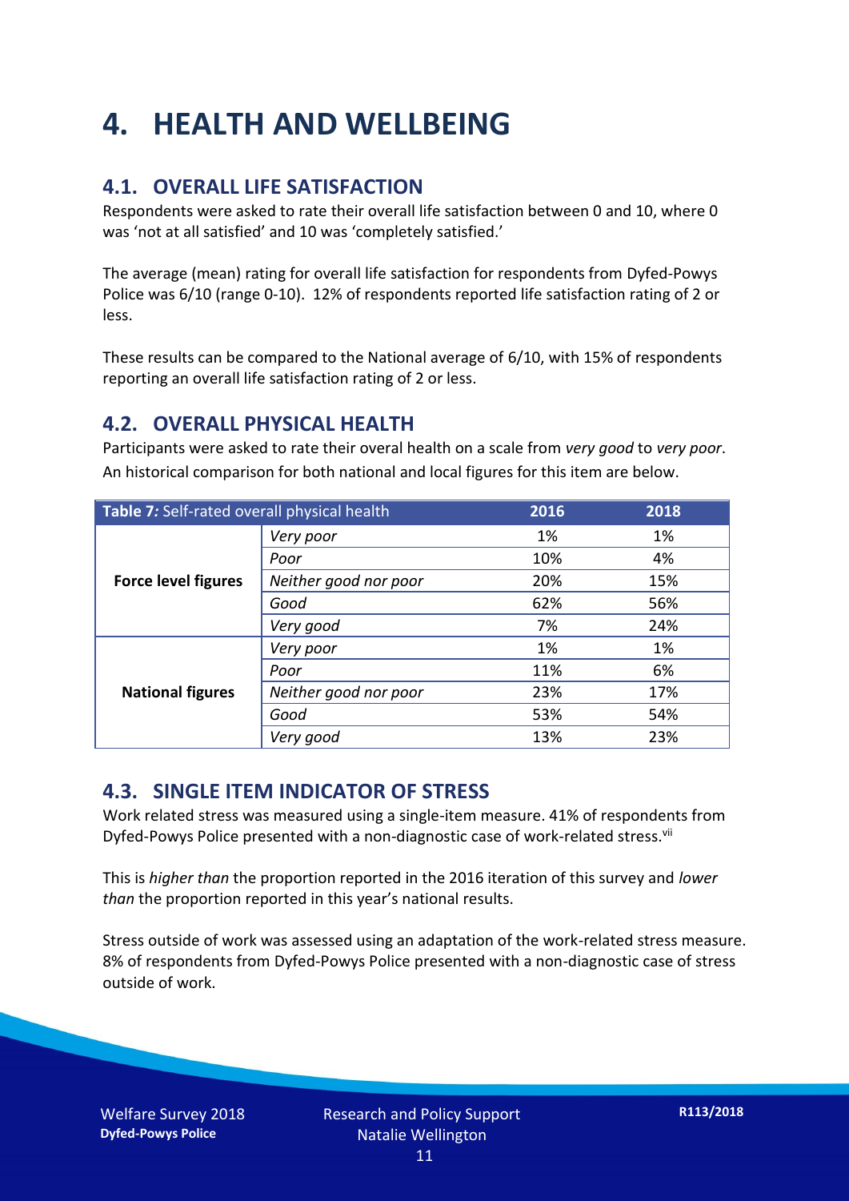# 4. HEALTH AND WELLBEING

## 4.1. OVERALL LIFE SATISFACTION

Respondents were asked to rate their overall life satisfaction between 0 and 10, where 0 was 'not at all satisfied' and 10 was 'completely satisfied.'

The average (mean) rating for overall life satisfaction for respondents from Dyfed-Powys Police was 6/10 (range 0-10). 12% of respondents reported life satisfaction rating of 2 or less.

These results can be compared to the National average of 6/10, with 15% of respondents reporting an overall life satisfaction rating of 2 or less.

## 4.2. OVERALL PHYSICAL HEALTH

Participants were asked to rate their overal health on a scale from *very good* to *very poor*. An historical comparison for both national and local figures for this item are below.

| **Table 7:** Self-rated overall physical health | | 2016 | 2018 |
|---|---|---|---|
| **Force level figures** | *Very poor* | 1% | 1% |
| | *Poor* | 10% | 4% |
| | *Neither good nor poor* | 20% | 15% |
| | *Good* | 62% | 56% |
| | *Very good* | 7% | 24% |
| **National figures** | *Very poor* | 1% | 1% |
| | *Poor* | 11% | 6% |
| | *Neither good nor poor* | 23% | 17% |
| | *Good* | 53% | 54% |
| | *Very good* | 13% | 23% |

## 4.3. SINGLE ITEM INDICATOR OF STRESS

Work related stress was measured using a single-item measure. 41% of respondents from Dyfed-Powys Police presented with a non-diagnostic case of work-related stress.[vii]

This is *higher than* the proportion reported in the 2016 iteration of this survey and *lower than* the proportion reported in this year's national results.

Stress outside of work was assessed using an adaptation of the work-related stress measure. 8% of respondents from Dyfed-Powys Police presented with a non-diagnostic case of stress outside of work.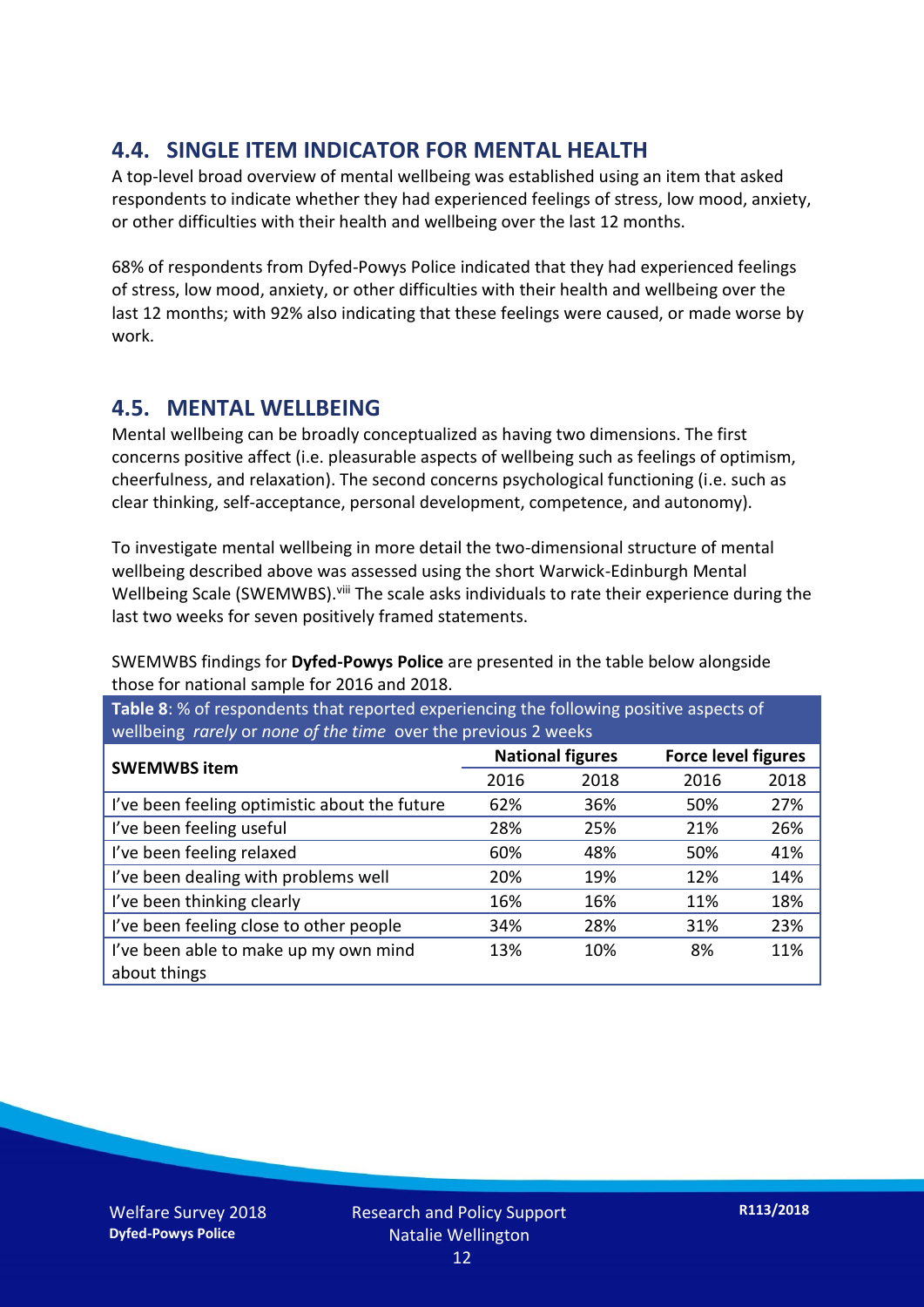## 4.4. SINGLE ITEM INDICATOR FOR MENTAL HEALTH

A top-level broad overview of mental wellbeing was established using an item that asked respondents to indicate whether they had experienced feelings of stress, low mood, anxiety, or other difficulties with their health and wellbeing over the last 12 months.

68% of respondents from Dyfed-Powys Police indicated that they had experienced feelings of stress, low mood, anxiety, or other difficulties with their health and wellbeing over the last 12 months; with 92% also indicating that these feelings were caused, or made worse by work.

## 4.5. MENTAL WELLBEING

Mental wellbeing can be broadly conceptualized as having two dimensions. The first concerns positive affect (i.e. pleasurable aspects of wellbeing such as feelings of optimism, cheerfulness, and relaxation). The second concerns psychological functioning (i.e. such as clear thinking, self-acceptance, personal development, competence, and autonomy).

To investigate mental wellbeing in more detail the two-dimensional structure of mental wellbeing described above was assessed using the short Warwick-Edinburgh Mental Wellbeing Scale (SWEMWBS).[viii] The scale asks individuals to rate their experience during the last two weeks for seven positively framed statements.

SWEMWBS findings for **Dyfed-Powys Police** are presented in the table below alongside those for national sample for 2016 and 2018.

**Table 8**: % of respondents that reported experiencing the following positive aspects of wellbeing *rarely* or *none of the time* over the previous 2 weeks

| SWEMWBS item | National figures | | Force level figures | |
|---|---|---|---|---|
| | 2016 | 2018 | 2016 | 2018 |
| I've been feeling optimistic about the future | 62% | 36% | 50% | 27% |
| I've been feeling useful | 28% | 25% | 21% | 26% |
| I've been feeling relaxed | 60% | 48% | 50% | 41% |
| I've been dealing with problems well | 20% | 19% | 12% | 14% |
| I've been thinking clearly | 16% | 16% | 11% | 18% |
| I've been feeling close to other people | 34% | 28% | 31% | 23% |
| I've been able to make up my own mind about things | 13% | 10% | 8% | 11% |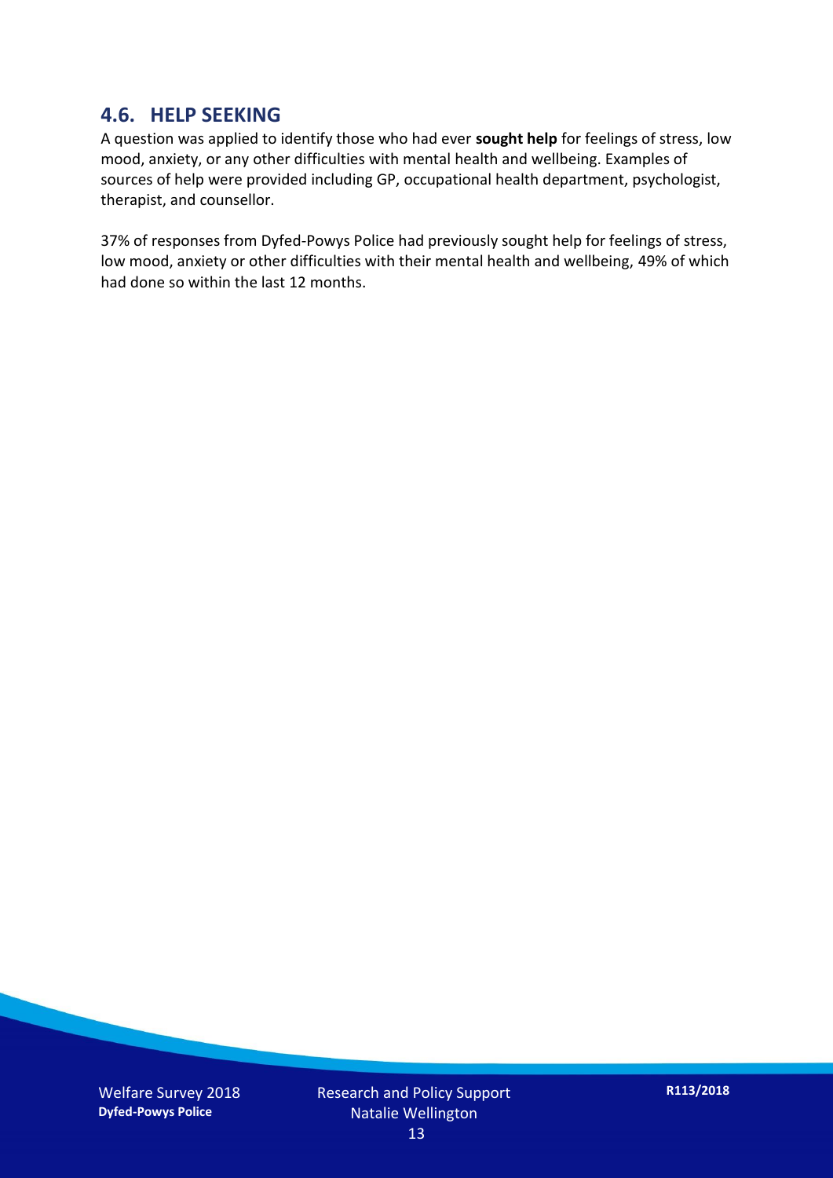## 4.6. HELP SEEKING

A question was applied to identify those who had ever **sought help** for feelings of stress, low mood, anxiety, or any other difficulties with mental health and wellbeing. Examples of sources of help were provided including GP, occupational health department, psychologist, therapist, and counsellor.

37% of responses from Dyfed-Powys Police had previously sought help for feelings of stress, low mood, anxiety or other difficulties with their mental health and wellbeing, 49% of which had done so within the last 12 months.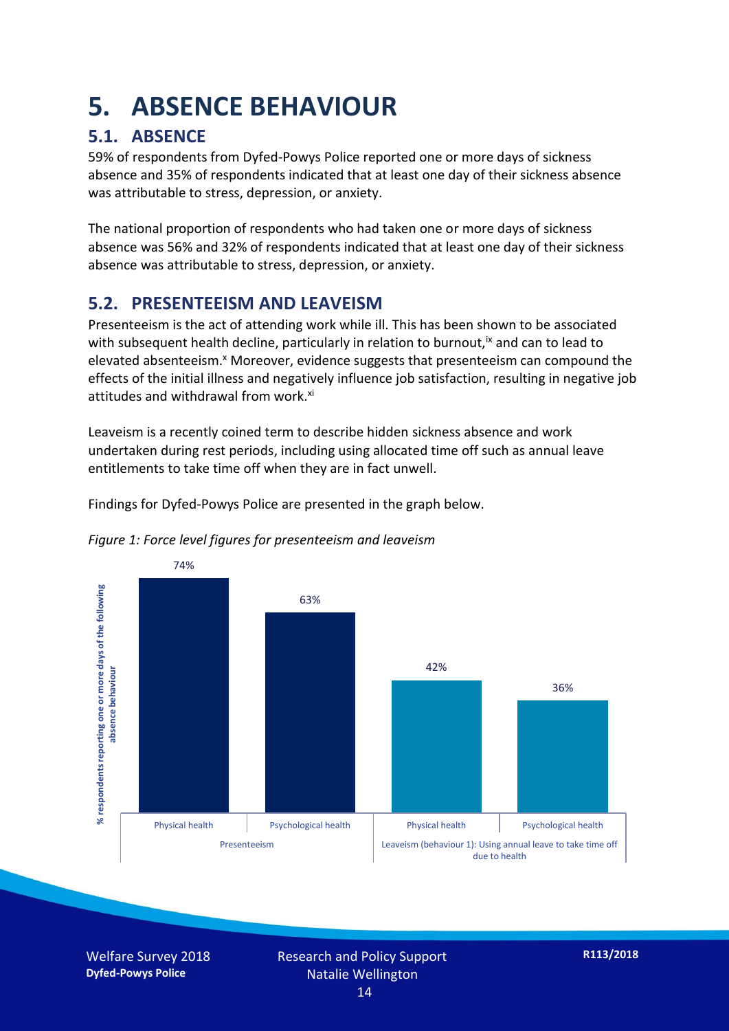# 5. ABSENCE BEHAVIOUR

## 5.1. ABSENCE

59% of respondents from Dyfed-Powys Police reported one or more days of sickness absence and 35% of respondents indicated that at least one day of their sickness absence was attributable to stress, depression, or anxiety.

The national proportion of respondents who had taken one or more days of sickness absence was 56% and 32% of respondents indicated that at least one day of their sickness absence was attributable to stress, depression, or anxiety.

## 5.2. PRESENTEEISM AND LEAVEISM

Presenteeism is the act of attending work while ill. This has been shown to be associated with subsequent health decline, particularly in relation to burnout,[ix] and can to lead to elevated absenteeism.[x] Moreover, evidence suggests that presenteeism can compound the effects of the initial illness and negatively influence job satisfaction, resulting in negative job attitudes and withdrawal from work.[xi]

Leaveism is a recently coined term to describe hidden sickness absence and work undertaken during rest periods, including using allocated time off such as annual leave entitlements to take time off when they are in fact unwell.

Findings for Dyfed-Powys Police are presented in the graph below.

*Figure 1: Force level figures for presenteeism and leaveism*

% respondents reporting one or more days of the following absence behaviour

74%
63%
42%
36%

Physical health
Psychological health
Physical health
Psychological health

Presenteeism
Leaveism (behaviour 1): Using annual leave to take time off due to health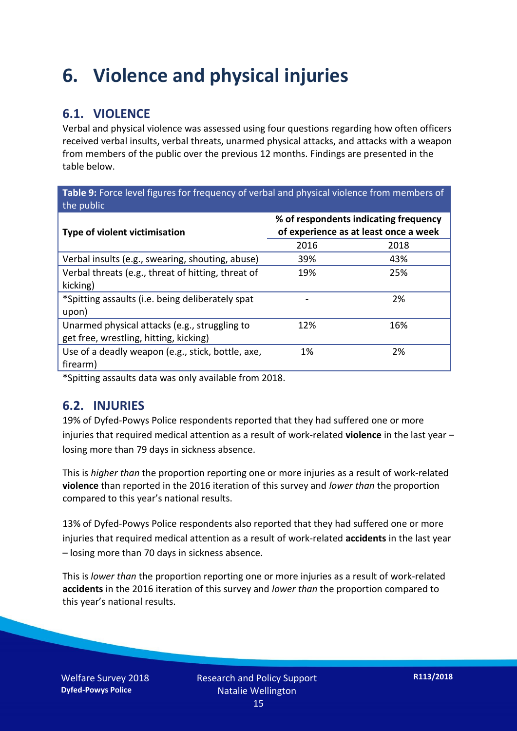# 6. Violence and physical injuries

## 6.1. VIOLENCE

Verbal and physical violence was assessed using four questions regarding how often officers received verbal insults, verbal threats, unarmed physical attacks, and attacks with a weapon from members of the public over the previous 12 months. Findings are presented in the table below.

**Table 9:** Force level figures for frequency of verbal and physical violence from members of the public

| Type of violent victimisation | % of respondents indicating frequency of experience as at least once a week | |
|---|---|---|
| | 2016 | 2018 |
| Verbal insults (e.g., swearing, shouting, abuse) | 39% | 43% |
| Verbal threats (e.g., threat of hitting, threat of kicking) | 19% | 25% |
| *Spitting assaults (i.e. being deliberately spat upon) | - | 2% |
| Unarmed physical attacks (e.g., struggling to get free, wrestling, hitting, kicking) | 12% | 16% |
| Use of a deadly weapon (e.g., stick, bottle, axe, firearm) | 1% | 2% |

*Spitting assaults data was only available from 2018.

## 6.2. INJURIES

19% of Dyfed-Powys Police respondents reported that they had suffered one or more injuries that required medical attention as a result of work-related **violence** in the last year – losing more than 79 days in sickness absence.

This is *higher than* the proportion reporting one or more injuries as a result of work-related **violence** than reported in the 2016 iteration of this survey and *lower than* the proportion compared to this year's national results.

13% of Dyfed-Powys Police respondents also reported that they had suffered one or more injuries that required medical attention as a result of work-related **accidents** in the last year – losing more than 70 days in sickness absence.

This is *lower than* the proportion reporting one or more injuries as a result of work-related **accidents** in the 2016 iteration of this survey and *lower than* the proportion compared to this year's national results.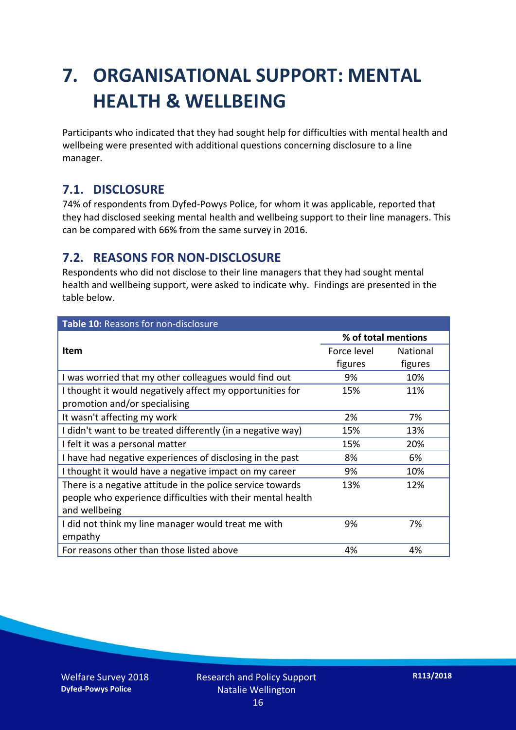# 7. ORGANISATIONAL SUPPORT: MENTAL HEALTH & WELLBEING

Participants who indicated that they had sought help for difficulties with mental health and wellbeing were presented with additional questions concerning disclosure to a line manager.

## 7.1. DISCLOSURE

74% of respondents from Dyfed-Powys Police, for whom it was applicable, reported that they had disclosed seeking mental health and wellbeing support to their line managers. This can be compared with 66% from the same survey in 2016.

## 7.2. REASONS FOR NON-DISCLOSURE

Respondents who did not disclose to their line managers that they had sought mental health and wellbeing support, were asked to indicate why. Findings are presented in the table below.

**Table 10:** Reasons for non-disclosure

| Item | % of total mentions | |
|---|---|---|
| | Force level figures | National figures |
| I was worried that my other colleagues would find out | 9% | 10% |
| I thought it would negatively affect my opportunities for promotion and/or specialising | 15% | 11% |
| It wasn't affecting my work | 2% | 7% |
| I didn't want to be treated differently (in a negative way) | 15% | 13% |
| I felt it was a personal matter | 15% | 20% |
| I have had negative experiences of disclosing in the past | 8% | 6% |
| I thought it would have a negative impact on my career | 9% | 10% |
| There is a negative attitude in the police service towards people who experience difficulties with their mental health and wellbeing | 13% | 12% |
| I did not think my line manager would treat me with empathy | 9% | 7% |
| For reasons other than those listed above | 4% | 4% |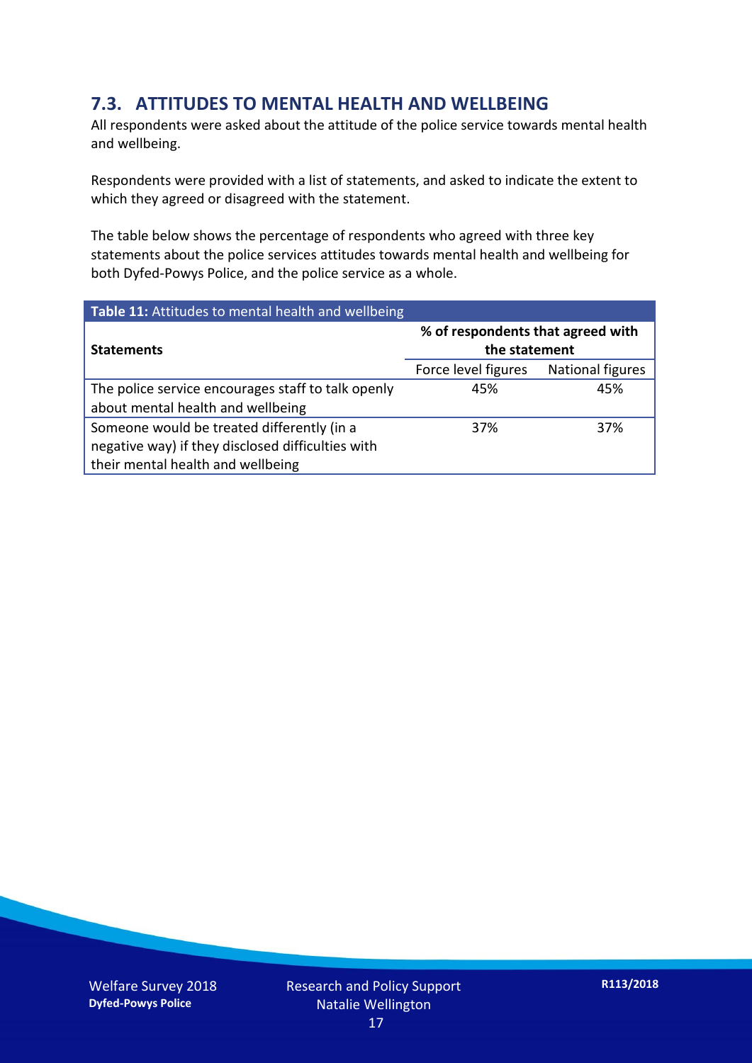## 7.3. ATTITUDES TO MENTAL HEALTH AND WELLBEING

All respondents were asked about the attitude of the police service towards mental health and wellbeing.

Respondents were provided with a list of statements, and asked to indicate the extent to which they agreed or disagreed with the statement.

The table below shows the percentage of respondents who agreed with three key statements about the police services attitudes towards mental health and wellbeing for both Dyfed-Powys Police, and the police service as a whole.

**Table 11:** Attitudes to mental health and wellbeing

| **Statements** | **% of respondents that agreed with the statement** | |
|---|---|---|
| | Force level figures | National figures |
| The police service encourages staff to talk openly about mental health and wellbeing | 45% | 45% |
| Someone would be treated differently (in a negative way) if they disclosed difficulties with their mental health and wellbeing | 37% | 37% |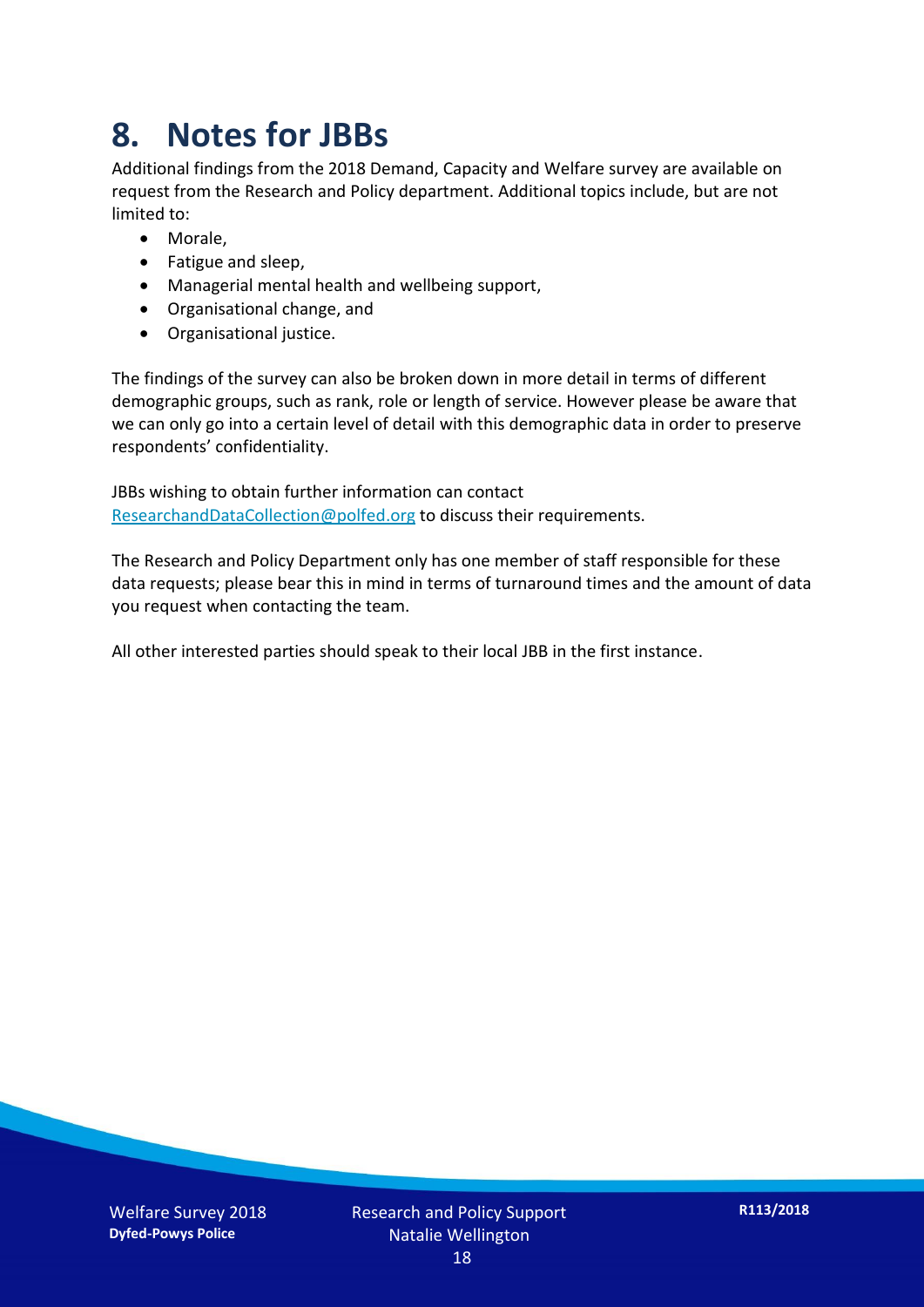# 8. Notes for JBBs

Additional findings from the 2018 Demand, Capacity and Welfare survey are available on request from the Research and Policy department. Additional topics include, but are not limited to:

- Morale,
- Fatigue and sleep,
- Managerial mental health and wellbeing support,
- Organisational change, and
- Organisational justice.

The findings of the survey can also be broken down in more detail in terms of different demographic groups, such as rank, role or length of service. However please be aware that we can only go into a certain level of detail with this demographic data in order to preserve respondents' confidentiality.

JBBs wishing to obtain further information can contact ResearchandDataCollection@polfed.org to discuss their requirements.

The Research and Policy Department only has one member of staff responsible for these data requests; please bear this in mind in terms of turnaround times and the amount of data you request when contacting the team.

All other interested parties should speak to their local JBB in the first instance.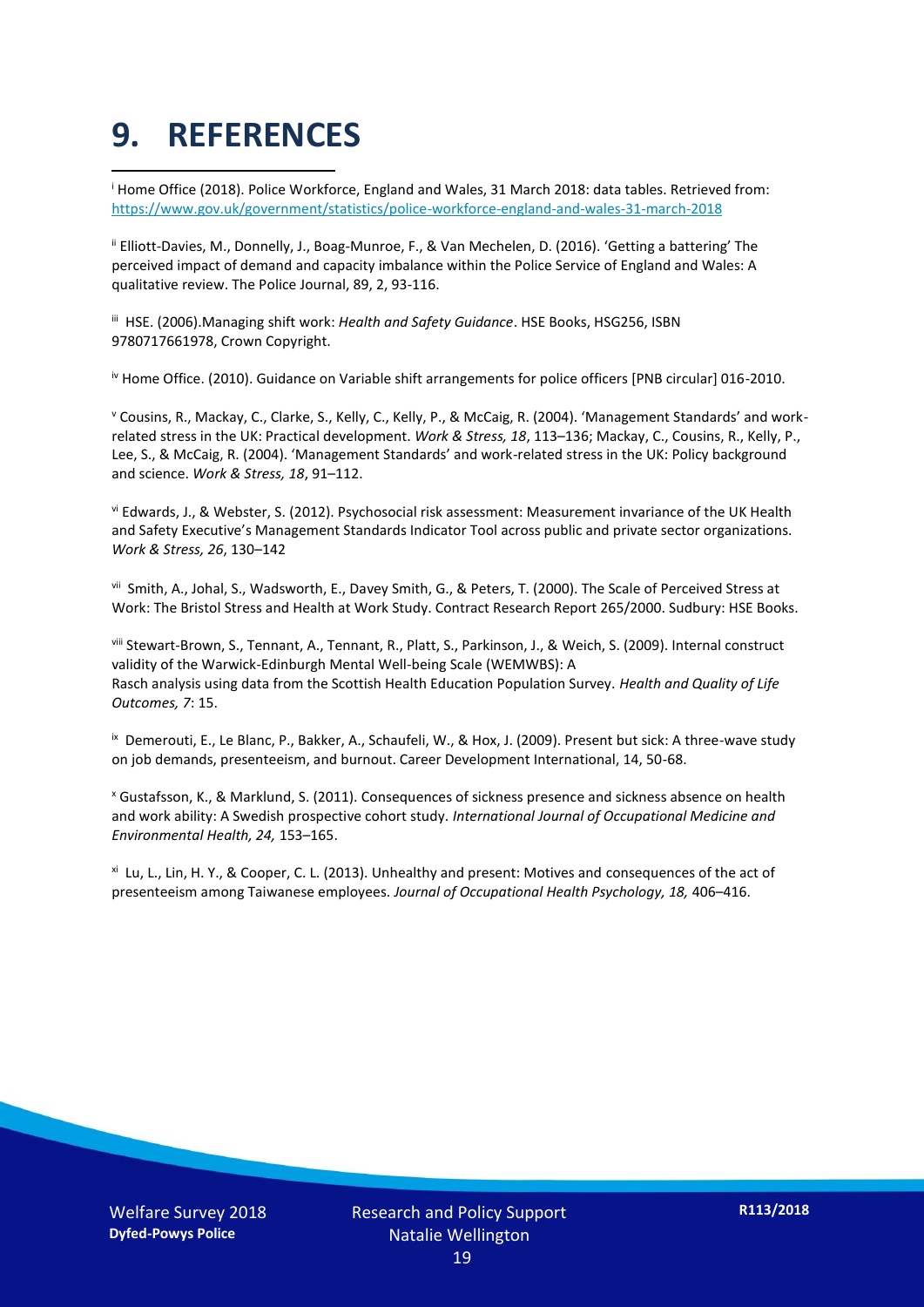# 9. REFERENCES

[i] Home Office (2018). Police Workforce, England and Wales, 31 March 2018: data tables. Retrieved from: https://www.gov.uk/government/statistics/police-workforce-england-and-wales-31-march-2018

[ii] Elliott-Davies, M., Donnelly, J., Boag-Munroe, F., & Van Mechelen, D. (2016). 'Getting a battering' The perceived impact of demand and capacity imbalance within the Police Service of England and Wales: A qualitative review. The Police Journal, 89, 2, 93-116.

[iii] HSE. (2006).Managing shift work: *Health and Safety Guidance*. HSE Books, HSG256, ISBN 9780717661978, Crown Copyright.

[iv] Home Office. (2010). Guidance on Variable shift arrangements for police officers [PNB circular] 016-2010.

[v] Cousins, R., Mackay, C., Clarke, S., Kelly, C., Kelly, P., & McCaig, R. (2004). 'Management Standards' and work-related stress in the UK: Practical development. *Work & Stress, 18*, 113–136; Mackay, C., Cousins, R., Kelly, P., Lee, S., & McCaig, R. (2004). 'Management Standards' and work-related stress in the UK: Policy background and science. *Work & Stress, 18*, 91–112.

[vi] Edwards, J., & Webster, S. (2012). Psychosocial risk assessment: Measurement invariance of the UK Health and Safety Executive's Management Standards Indicator Tool across public and private sector organizations. *Work & Stress, 26*, 130–142

[vii] Smith, A., Johal, S., Wadsworth, E., Davey Smith, G., & Peters, T. (2000). The Scale of Perceived Stress at Work: The Bristol Stress and Health at Work Study. Contract Research Report 265/2000. Sudbury: HSE Books.

[viii] Stewart-Brown, S., Tennant, A., Tennant, R., Platt, S., Parkinson, J., & Weich, S. (2009). Internal construct validity of the Warwick-Edinburgh Mental Well-being Scale (WEMWBS): A Rasch analysis using data from the Scottish Health Education Population Survey. *Health and Quality of Life Outcomes, 7*: 15.

[ix] Demerouti, E., Le Blanc, P., Bakker, A., Schaufeli, W., & Hox, J. (2009). Present but sick: A three-wave study on job demands, presenteeism, and burnout. Career Development International, 14, 50-68.

[x] Gustafsson, K., & Marklund, S. (2011). Consequences of sickness presence and sickness absence on health and work ability: A Swedish prospective cohort study. *International Journal of Occupational Medicine and Environmental Health, 24,* 153–165.

[xi] Lu, L., Lin, H. Y., & Cooper, C. L. (2013). Unhealthy and present: Motives and consequences of the act of presenteeism among Taiwanese employees. *Journal of Occupational Health Psychology, 18,* 406–416.